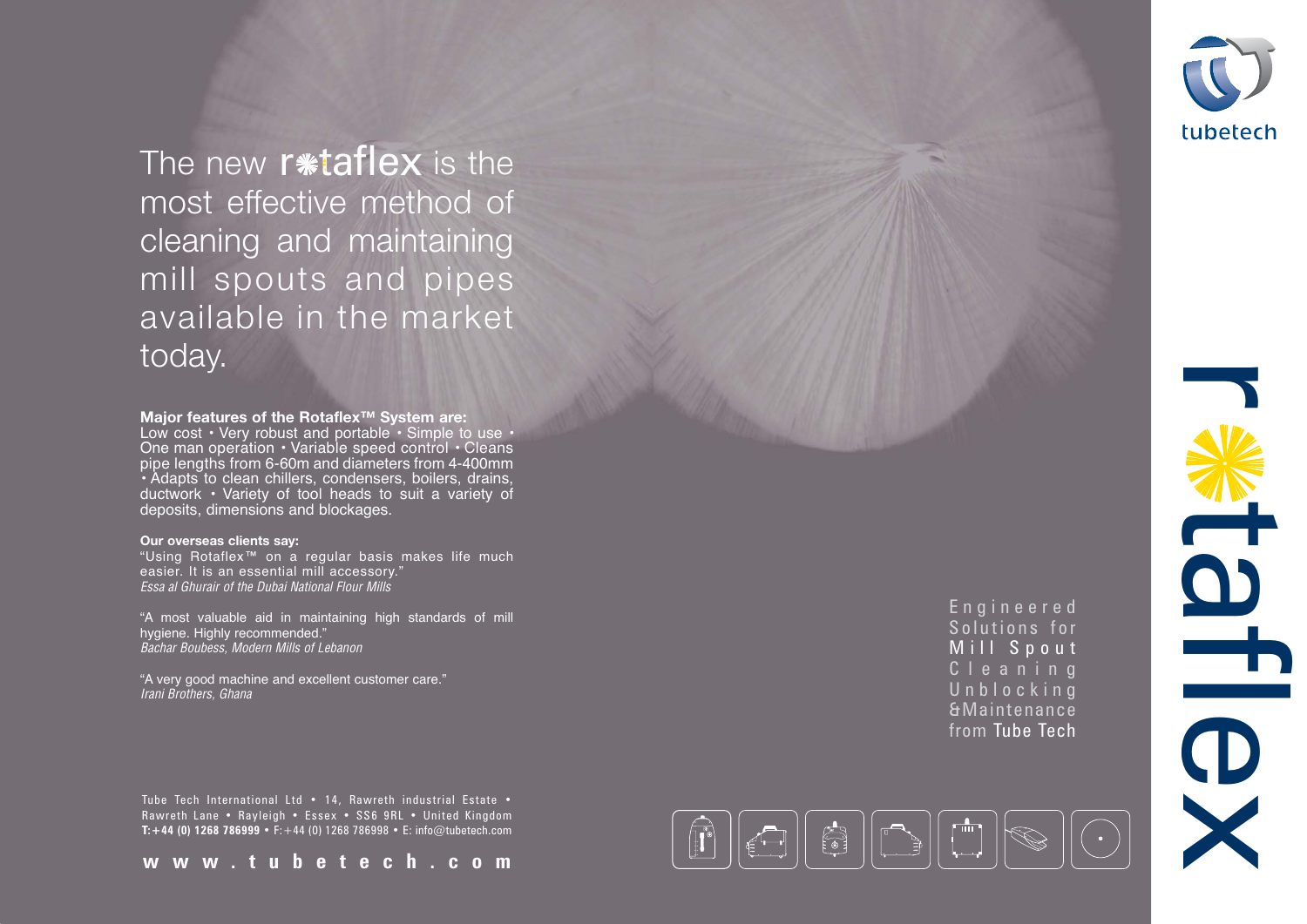The new rotaflex is the most effective method of cleaning and maintaining mill spouts and pipes available in the market today.

**Major features of the Rotaflex™ System are:**
Low cost • Very robust and portable • Simple to use • One man operation • Variable speed control • Cleans pipe lengths from 6-60m and diameters from 4-400mm • Adapts to clean chillers, condensers, boilers, drains, ductwork • Variety of tool heads to suit a variety of deposits, dimensions and blockages.

**Our overseas clients say:**

"Using Rotaflex™ on a regular basis makes life much easier. It is an essential mill accessory."
*Essa al Ghurair of the Dubai National Flour Mills*

"A most valuable aid in maintaining high standards of mill hygiene. Highly recommended."
*Bachar Boubess, Modern Mills of Lebanon*

"A very good machine and excellent customer care."
*Irani Brothers, Ghana*

Tube Tech International Ltd • 14, Rawreth industrial Estate • Rawreth Lane • Rayleigh • Essex • SS6 9RL • United Kingdom
**T:+44 (0) 1268 786999** • F:+44 (0) 1268 786998 • E: info@tubetech.com

**www.tubetech.com**

Engineered Solutions for Mill Spout Cleaning Unblocking & Maintenance from Tube Tech

tubetech

rotaflex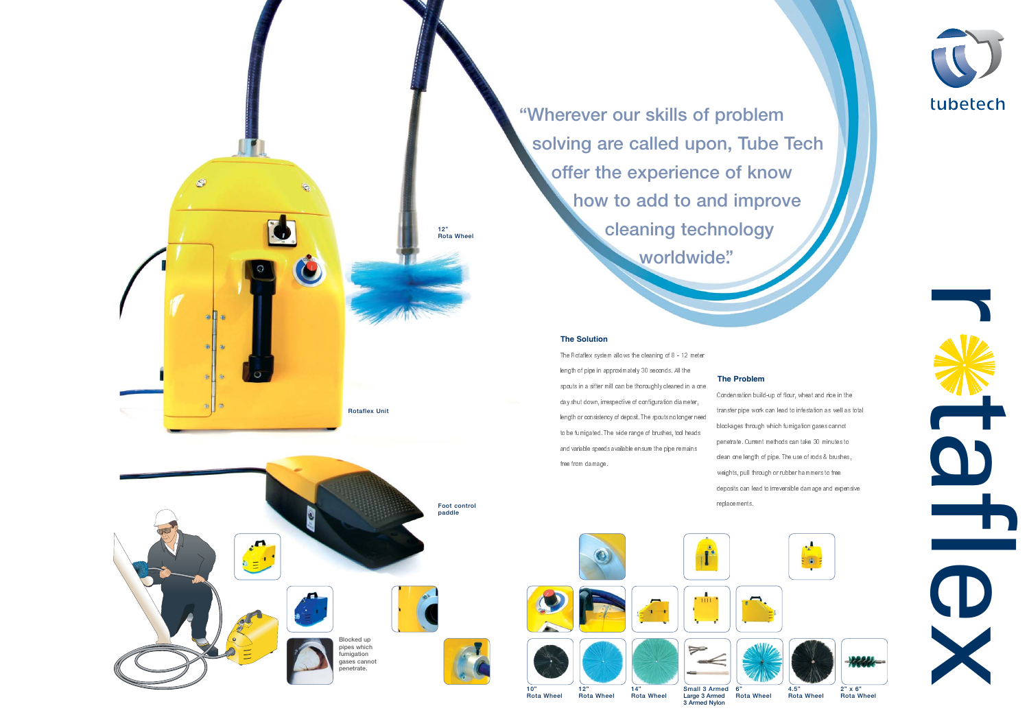tubetech

# rotaflex

“Wherever our skills of problem solving are called upon, Tube Tech offer the experience of know how to add to and improve cleaning technology worldwide.”

12" Rota Wheel

Rotaflex Unit

Foot control paddle

### The Solution

The Rotaflex system allows the cleaning of 8 - 12 meter length of pipe in approximately 30 seconds. All the spouts in a sifter mill can be thoroughly cleaned in a one day shut down, irrespective of configuration diameter, length or consistency of deposit. The spouts no longer need to be fumigated. The wide range of brushes, tool heads and variable speeds available ensure the pipe remains free from damage.

### The Problem

Condensation build-up of flour, wheat and rice in the transfer pipe work can lead to infestation as well as total blockages through which fumigation gases cannot penetrate. Current methods can take 30 minutes to clean one length of pipe. The use of rods & brushes, weights, pull through or rubber hammers to free deposits can lead to irreversible damage and expensive replacements.

Blocked up pipes which fumigation gases cannot penetrate.

10" Rota Wheel

12" Rota Wheel

14" Rota Wheel

Small 3 Armed
Large 3 Armed
3 Armed Nylon

6" Rota Wheel

4.5" Rota Wheel

2" x 6" Rota Wheel